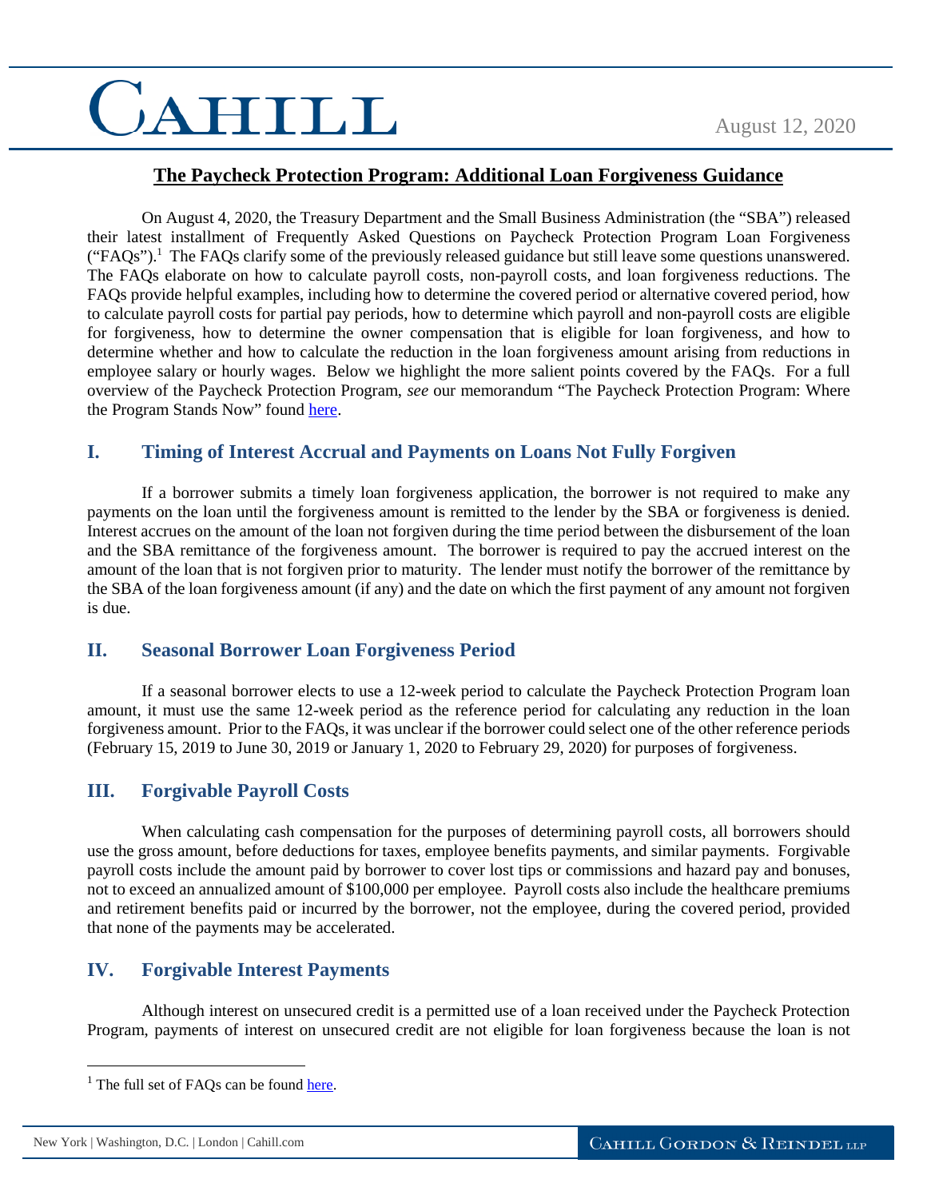CAHILL

August 12, 2020

# The Paycheck Protection Program: Additional Loan Forgiveness Guidance

On August 4, 2020, the Treasury Department and the Small Business Administration (the "SBA") released their latest installment of Frequently Asked Questions on Paycheck Protection Program Loan Forgiveness ("FAQs").[1] The FAQs clarify some of the previously released guidance but still leave some questions unanswered. The FAQs elaborate on how to calculate payroll costs, non-payroll costs, and loan forgiveness reductions. The FAQs provide helpful examples, including how to determine the covered period or alternative covered period, how to calculate payroll costs for partial pay periods, how to determine which payroll and non-payroll costs are eligible for forgiveness, how to determine the owner compensation that is eligible for loan forgiveness, and how to determine whether and how to calculate the reduction in the loan forgiveness amount arising from reductions in employee salary or hourly wages. Below we highlight the more salient points covered by the FAQs. For a full overview of the Paycheck Protection Program, *see* our memorandum "The Paycheck Protection Program: Where the Program Stands Now" found here.

## I. Timing of Interest Accrual and Payments on Loans Not Fully Forgiven

If a borrower submits a timely loan forgiveness application, the borrower is not required to make any payments on the loan until the forgiveness amount is remitted to the lender by the SBA or forgiveness is denied. Interest accrues on the amount of the loan not forgiven during the time period between the disbursement of the loan and the SBA remittance of the forgiveness amount. The borrower is required to pay the accrued interest on the amount of the loan that is not forgiven prior to maturity. The lender must notify the borrower of the remittance by the SBA of the loan forgiveness amount (if any) and the date on which the first payment of any amount not forgiven is due.

## II. Seasonal Borrower Loan Forgiveness Period

If a seasonal borrower elects to use a 12-week period to calculate the Paycheck Protection Program loan amount, it must use the same 12-week period as the reference period for calculating any reduction in the loan forgiveness amount. Prior to the FAQs, it was unclear if the borrower could select one of the other reference periods (February 15, 2019 to June 30, 2019 or January 1, 2020 to February 29, 2020) for purposes of forgiveness.

## III. Forgivable Payroll Costs

When calculating cash compensation for the purposes of determining payroll costs, all borrowers should use the gross amount, before deductions for taxes, employee benefits payments, and similar payments. Forgivable payroll costs include the amount paid by borrower to cover lost tips or commissions and hazard pay and bonuses, not to exceed an annualized amount of $100,000 per employee. Payroll costs also include the healthcare premiums and retirement benefits paid or incurred by the borrower, not the employee, during the covered period, provided that none of the payments may be accelerated.

## IV. Forgivable Interest Payments

Although interest on unsecured credit is a permitted use of a loan received under the Paycheck Protection Program, payments of interest on unsecured credit are not eligible for loan forgiveness because the loan is not

[1] The full set of FAQs can be found here.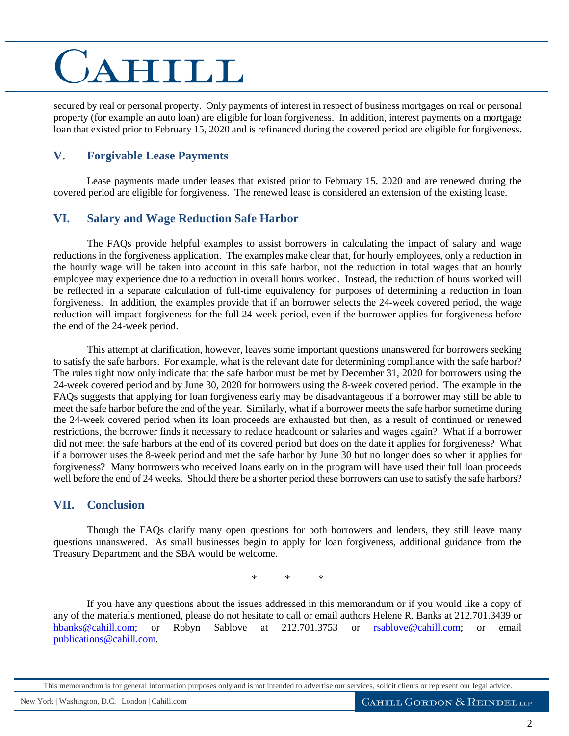secured by real or personal property. Only payments of interest in respect of business mortgages on real or personal property (for example an auto loan) are eligible for loan forgiveness. In addition, interest payments on a mortgage loan that existed prior to February 15, 2020 and is refinanced during the covered period are eligible for forgiveness.

## V. Forgivable Lease Payments

Lease payments made under leases that existed prior to February 15, 2020 and are renewed during the covered period are eligible for forgiveness. The renewed lease is considered an extension of the existing lease.

## VI. Salary and Wage Reduction Safe Harbor

The FAQs provide helpful examples to assist borrowers in calculating the impact of salary and wage reductions in the forgiveness application. The examples make clear that, for hourly employees, only a reduction in the hourly wage will be taken into account in this safe harbor, not the reduction in total wages that an hourly employee may experience due to a reduction in overall hours worked. Instead, the reduction of hours worked will be reflected in a separate calculation of full-time equivalency for purposes of determining a reduction in loan forgiveness. In addition, the examples provide that if an borrower selects the 24-week covered period, the wage reduction will impact forgiveness for the full 24-week period, even if the borrower applies for forgiveness before the end of the 24-week period.

This attempt at clarification, however, leaves some important questions unanswered for borrowers seeking to satisfy the safe harbors. For example, what is the relevant date for determining compliance with the safe harbor? The rules right now only indicate that the safe harbor must be met by December 31, 2020 for borrowers using the 24-week covered period and by June 30, 2020 for borrowers using the 8-week covered period. The example in the FAQs suggests that applying for loan forgiveness early may be disadvantageous if a borrower may still be able to meet the safe harbor before the end of the year. Similarly, what if a borrower meets the safe harbor sometime during the 24-week covered period when its loan proceeds are exhausted but then, as a result of continued or renewed restrictions, the borrower finds it necessary to reduce headcount or salaries and wages again? What if a borrower did not meet the safe harbors at the end of its covered period but does on the date it applies for forgiveness? What if a borrower uses the 8-week period and met the safe harbor by June 30 but no longer does so when it applies for forgiveness? Many borrowers who received loans early on in the program will have used their full loan proceeds well before the end of 24 weeks. Should there be a shorter period these borrowers can use to satisfy the safe harbors?

## VII. Conclusion

Though the FAQs clarify many open questions for both borrowers and lenders, they still leave many questions unanswered. As small businesses begin to apply for loan forgiveness, additional guidance from the Treasury Department and the SBA would be welcome.

\* \* \*

If you have any questions about the issues addressed in this memorandum or if you would like a copy of any of the materials mentioned, please do not hesitate to call or email authors Helene R. Banks at 212.701.3439 or hbanks@cahill.com; or Robyn Sablove at 212.701.3753 or rsablove@cahill.com; or email publications@cahill.com.

This memorandum is for general information purposes only and is not intended to advertise our services, solicit clients or represent our legal advice.